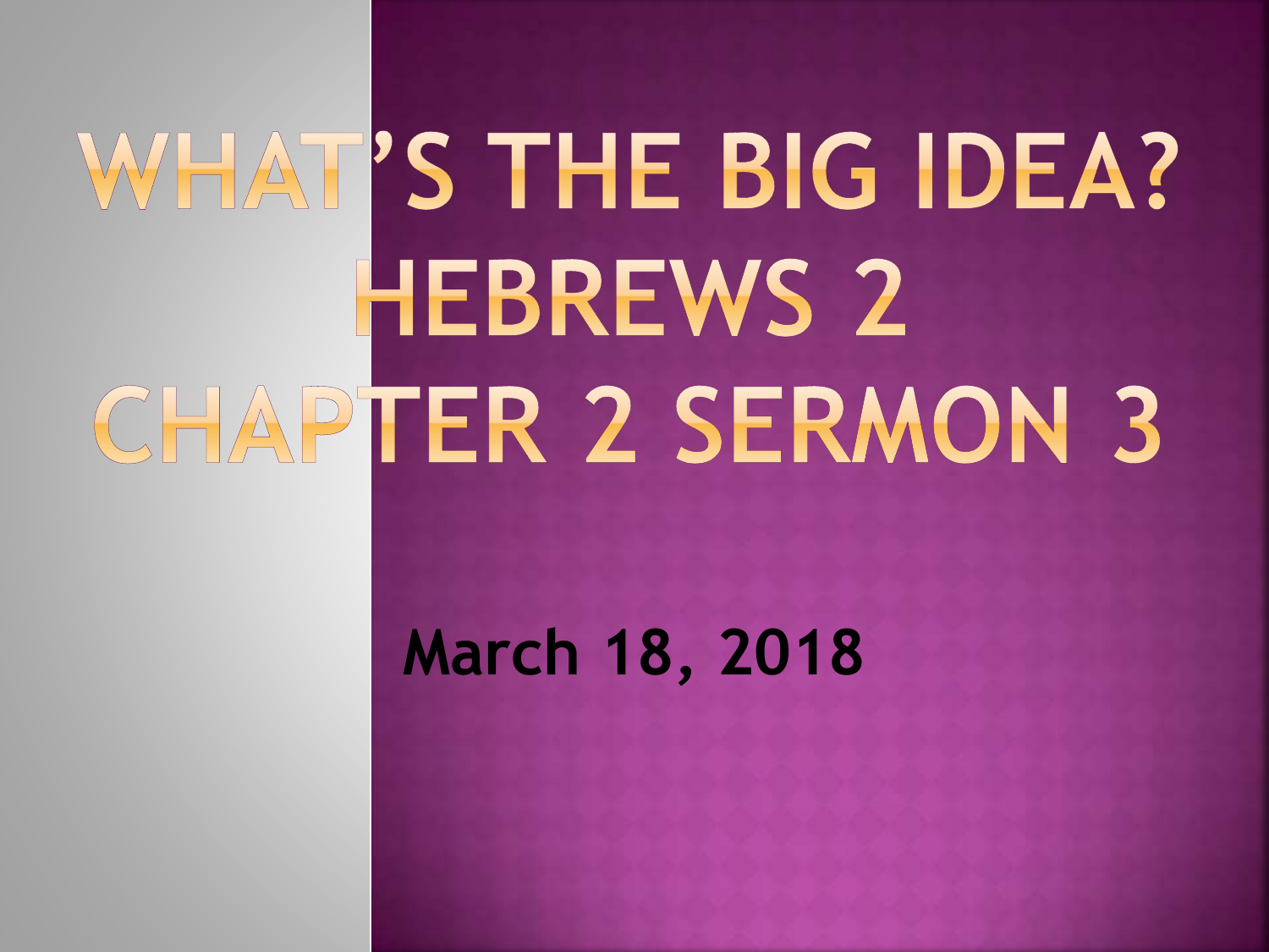# WHAT'S THE BIG IDEA? HEBREWS 2 CHAPTER 2 SERMON 3

**March 18, 2018**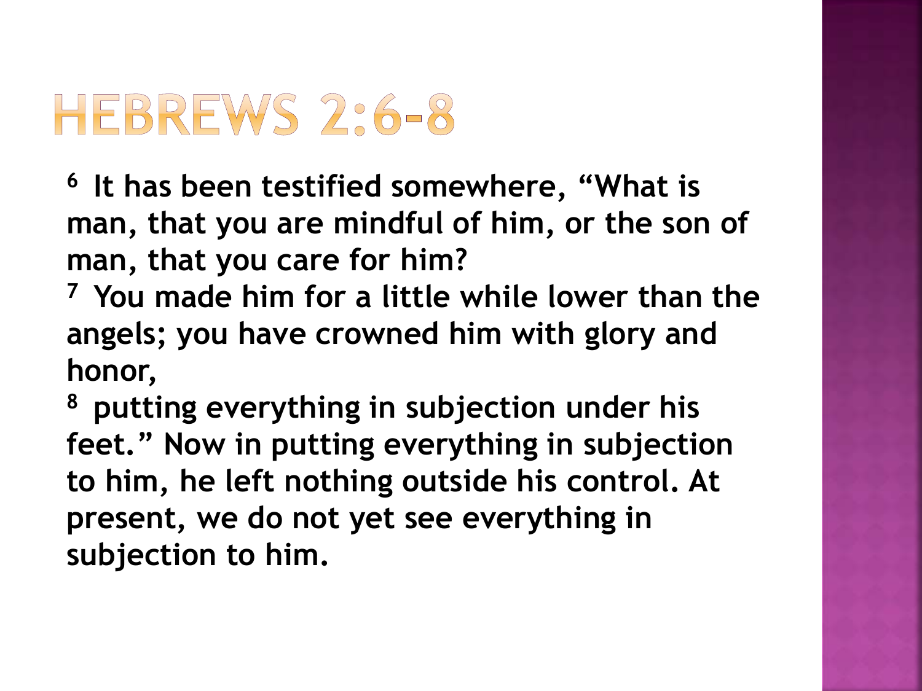# HEBREWS 2:6-8

**[6] It has been testified somewhere, "What is man, that you are mindful of him, or the son of man, that you care for him?**

**[7] You made him for a little while lower than the angels; you have crowned him with glory and honor,**

**[8] putting everything in subjection under his feet." Now in putting everything in subjection to him, he left nothing outside his control. At present, we do not yet see everything in subjection to him.**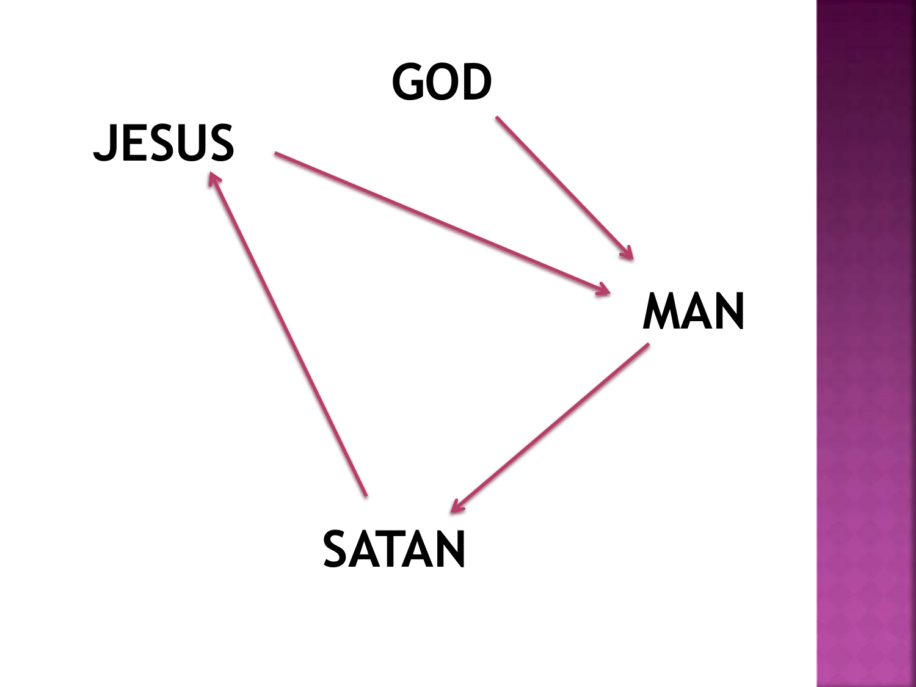GOD

JESUS

MAN

SATAN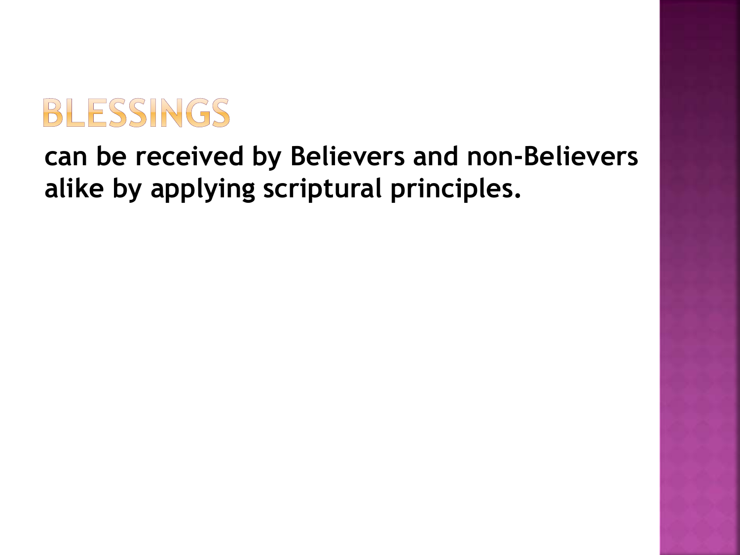# BLESSINGS

**can be received by Believers and non-Believers alike by applying scriptural principles.**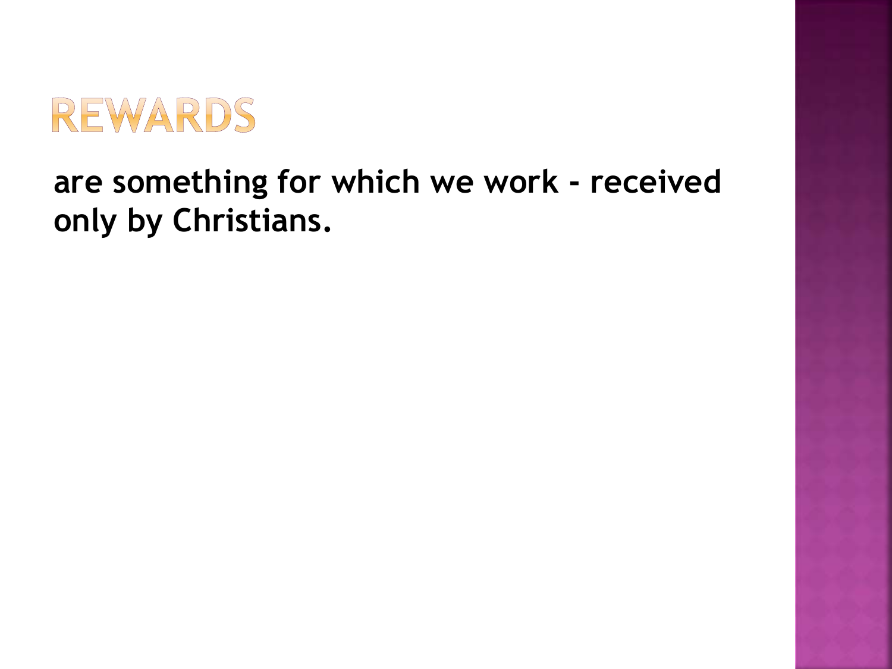# REWARDS

**are something for which we work - received only by Christians.**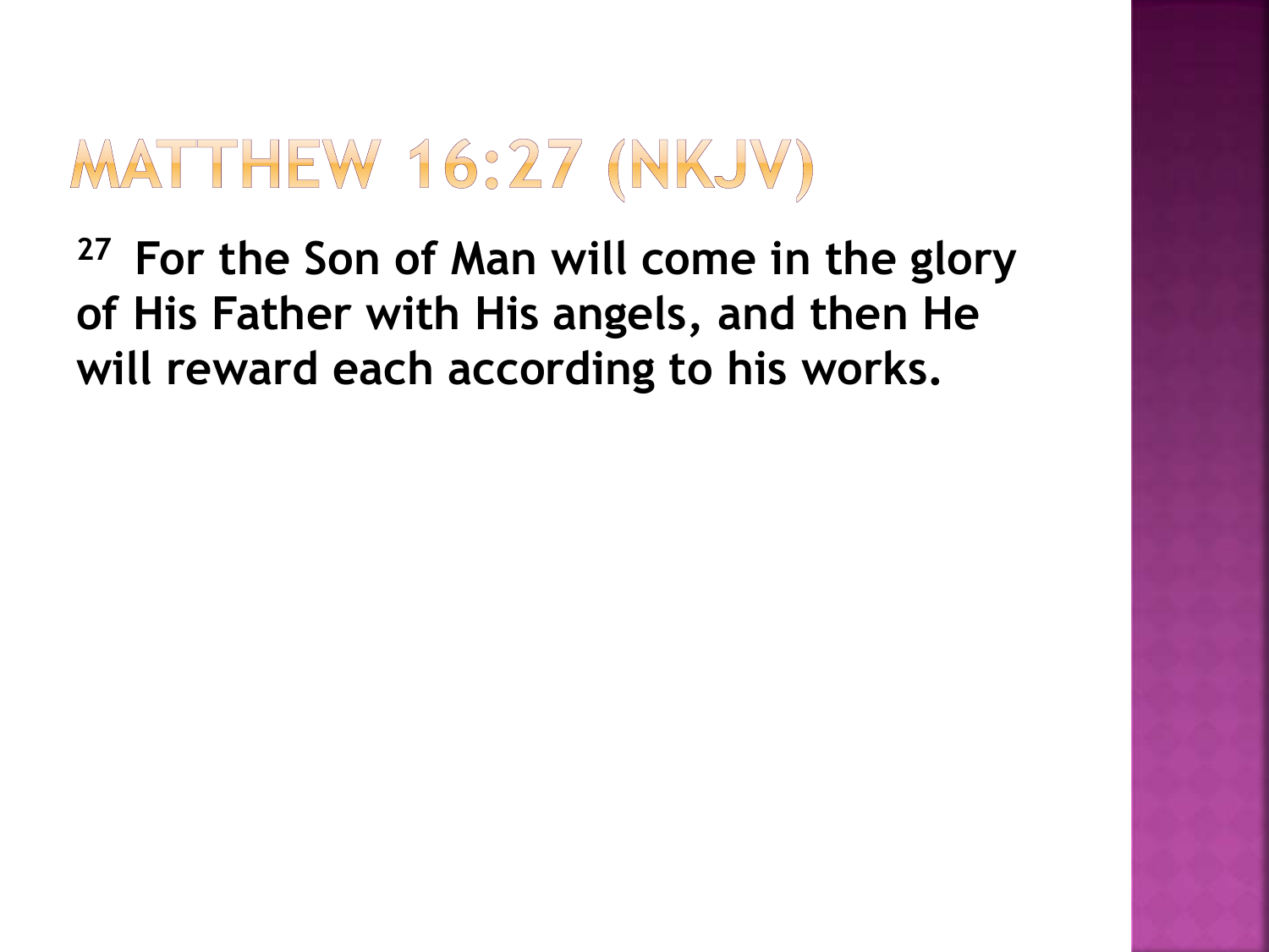# MATTHEW 16:27 (NKJV)

**[27] For the Son of Man will come in the glory of His Father with His angels, and then He will reward each according to his works.**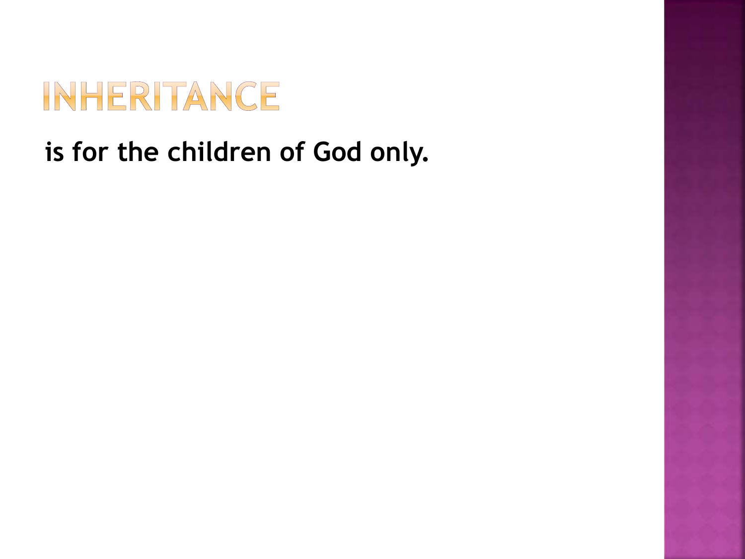# INHERITANCE

**is for the children of God only.**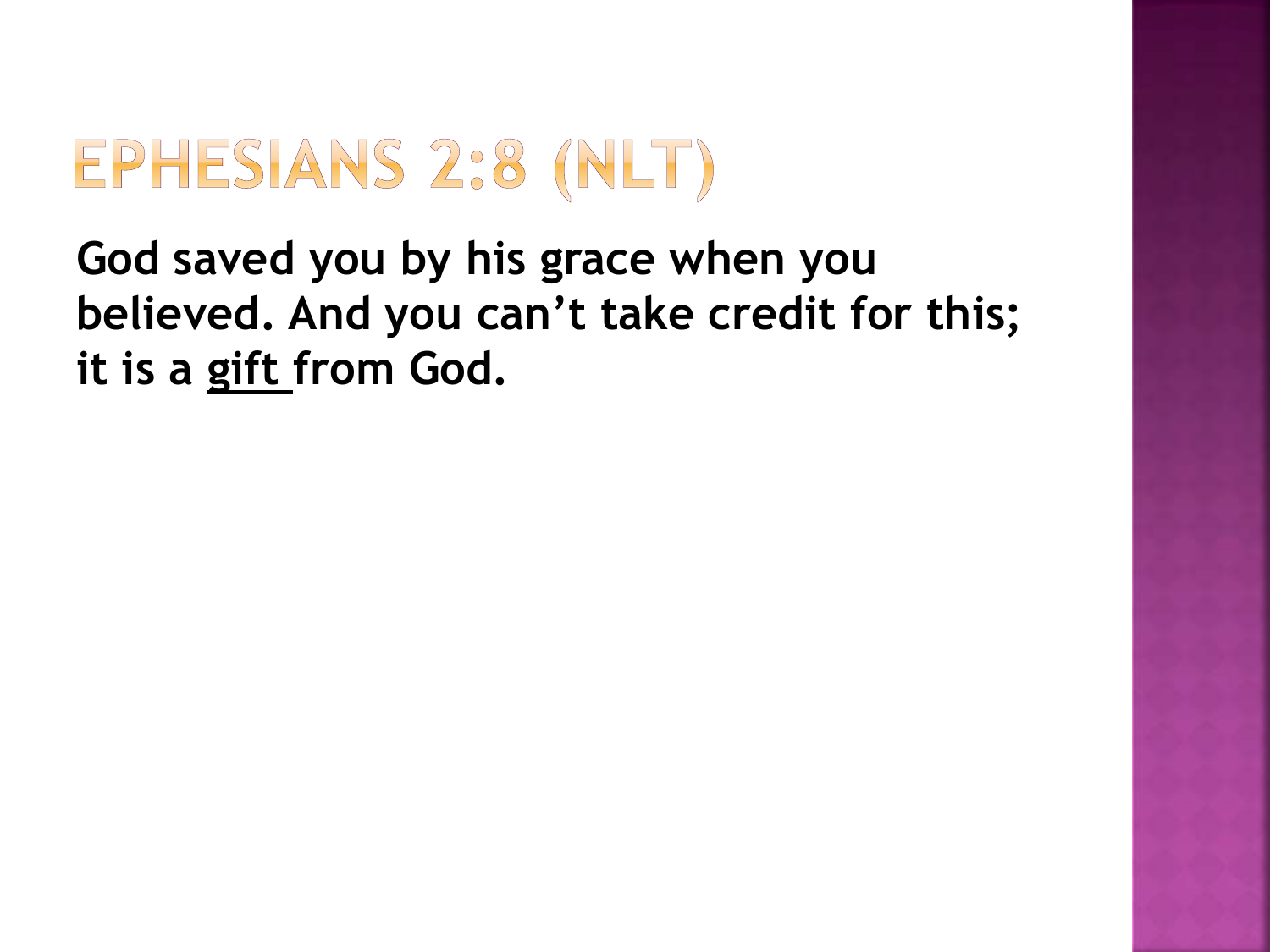# EPHESIANS 2:8 (NLT)

**God saved you by his grace when you believed. And you can't take credit for this; it is a <u>gift</u> from God.**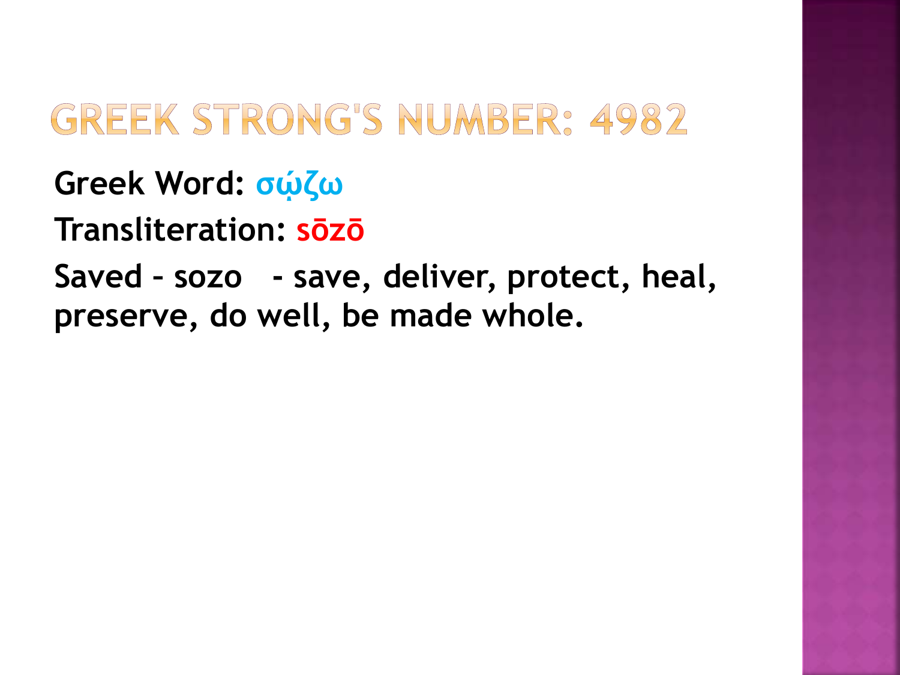# GREEK STRONG'S NUMBER: 4982

**Greek Word: σῴζω**

**Transliteration: sōzō**

**Saved – sozo   - save, deliver, protect, heal, preserve, do well, be made whole.**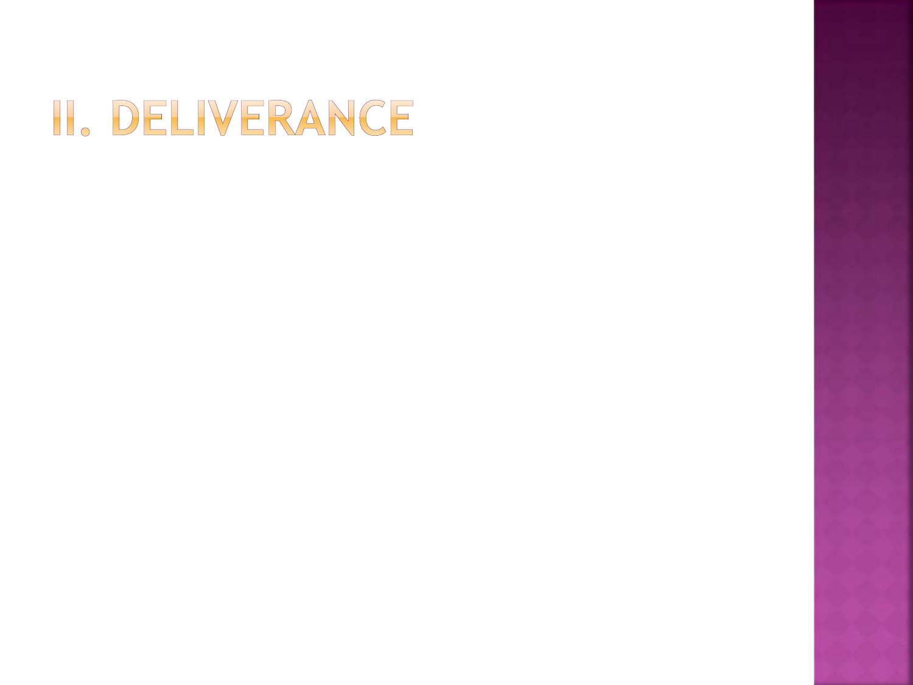# II. Deliverance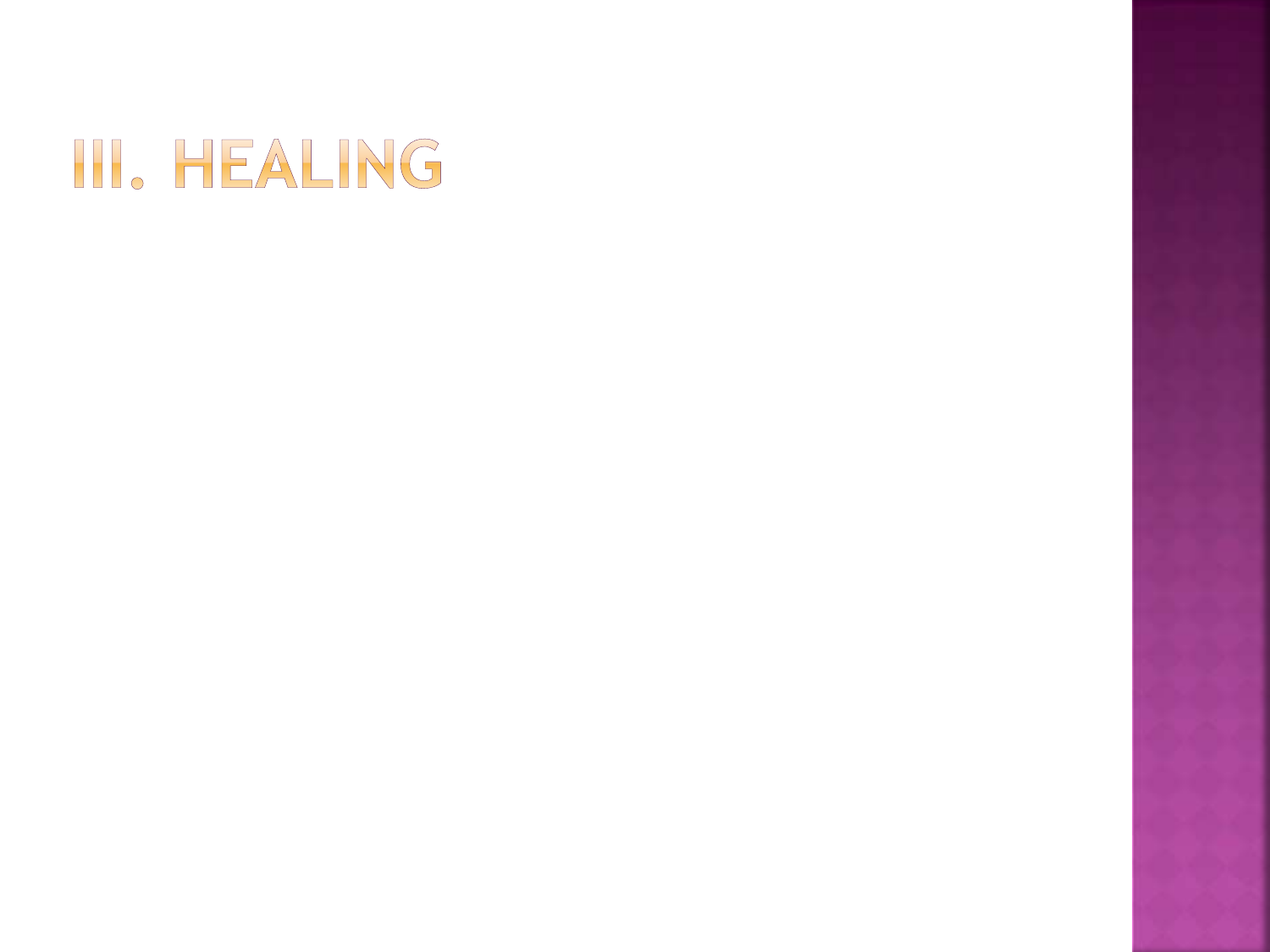# III. Healing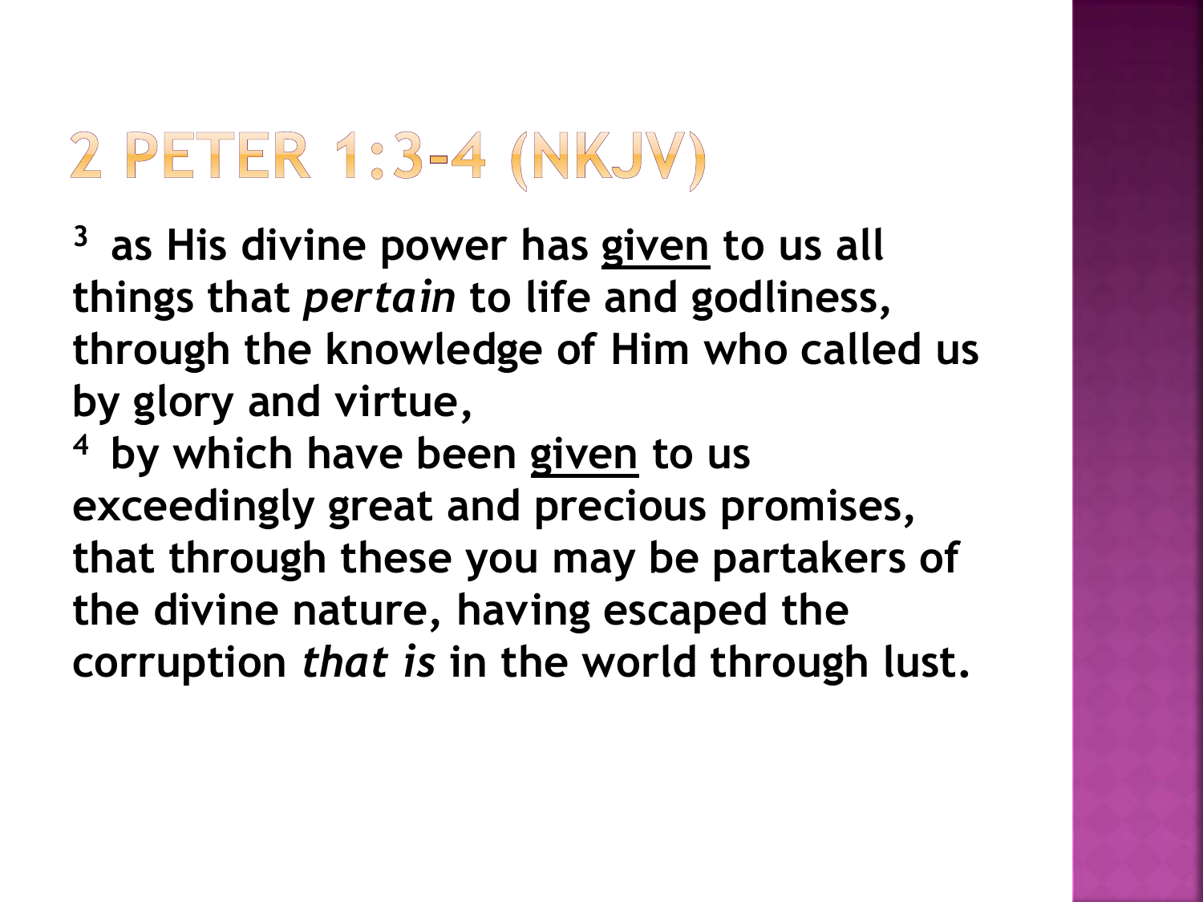# 2 PETER 1:3-4 (NKJV)

**[3] as His divine power has <u>given</u> to us all things that *pertain* to life and godliness, through the knowledge of Him who called us by glory and virtue,**

**[4] by which have been <u>given</u> to us exceedingly great and precious promises, that through these you may be partakers of the divine nature, having escaped the corruption *that is* in the world through lust.**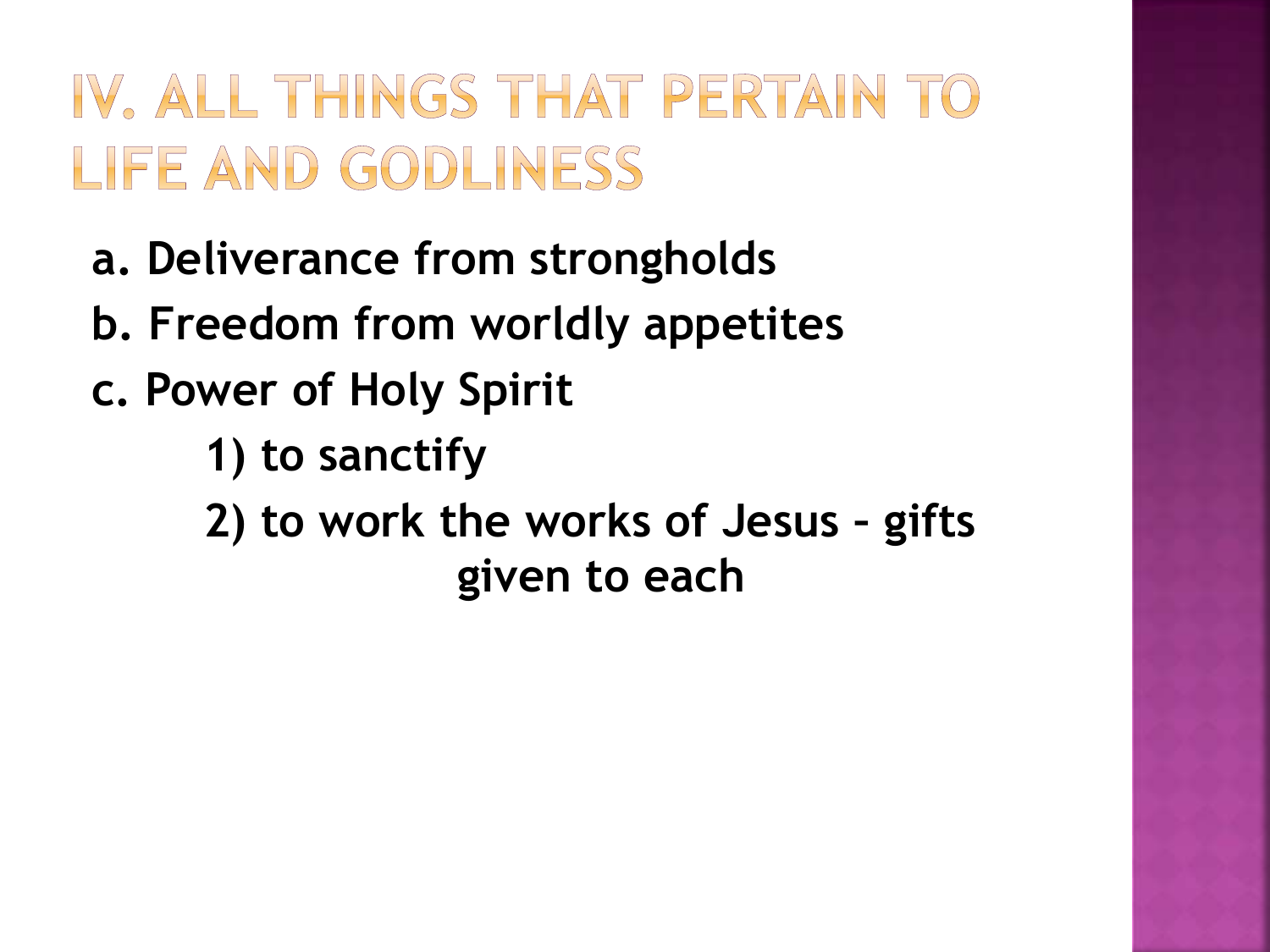# IV. ALL THINGS THAT PERTAIN TO LIFE AND GODLINESS

a. Deliverance from strongholds

b. Freedom from worldly appetites

c. Power of Holy Spirit

   1) to sanctify

   2) to work the works of Jesus – gifts given to each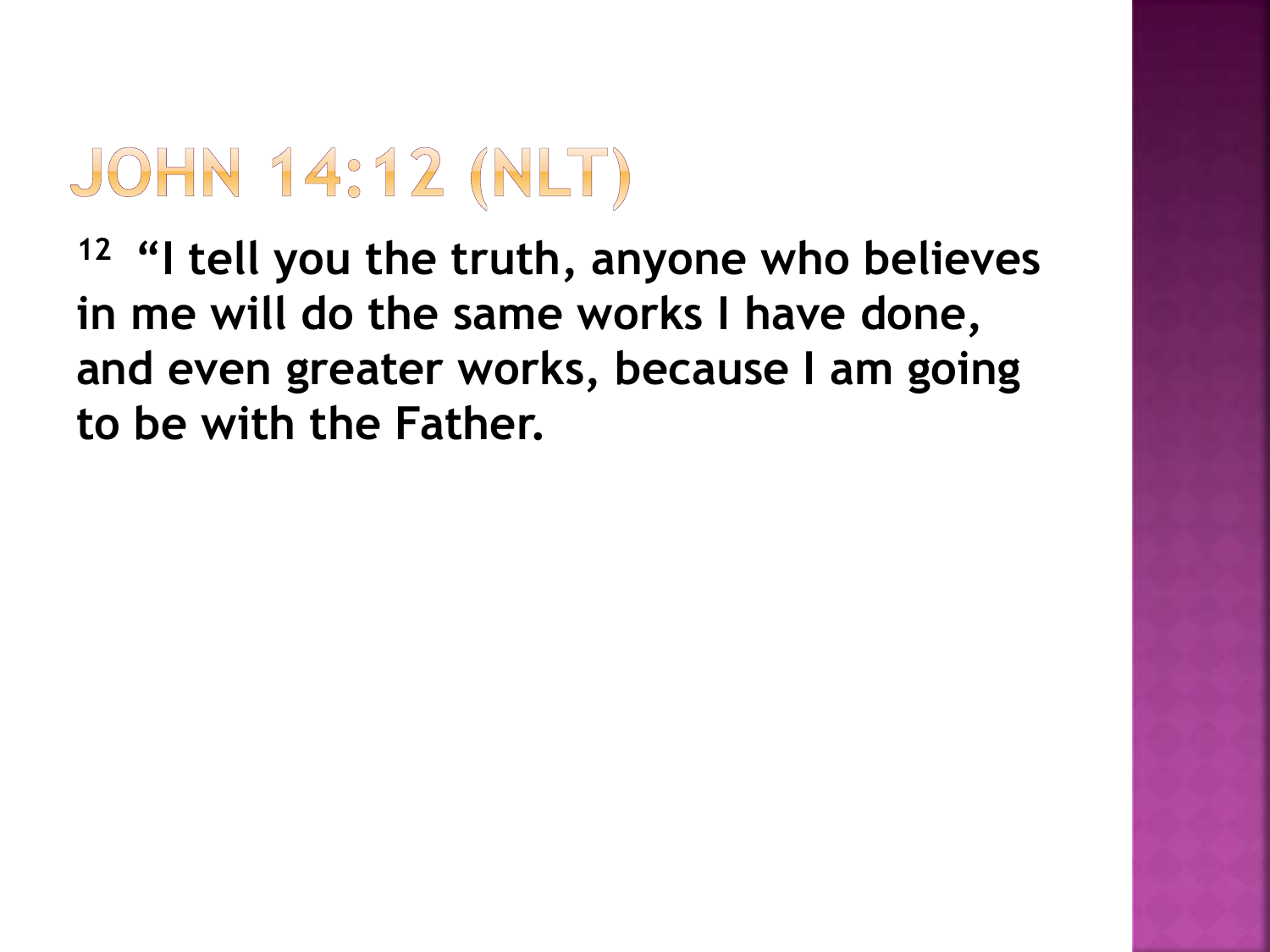# JOHN 14:12 (NLT)

**[12] "I tell you the truth, anyone who believes in me will do the same works I have done, and even greater works, because I am going to be with the Father.**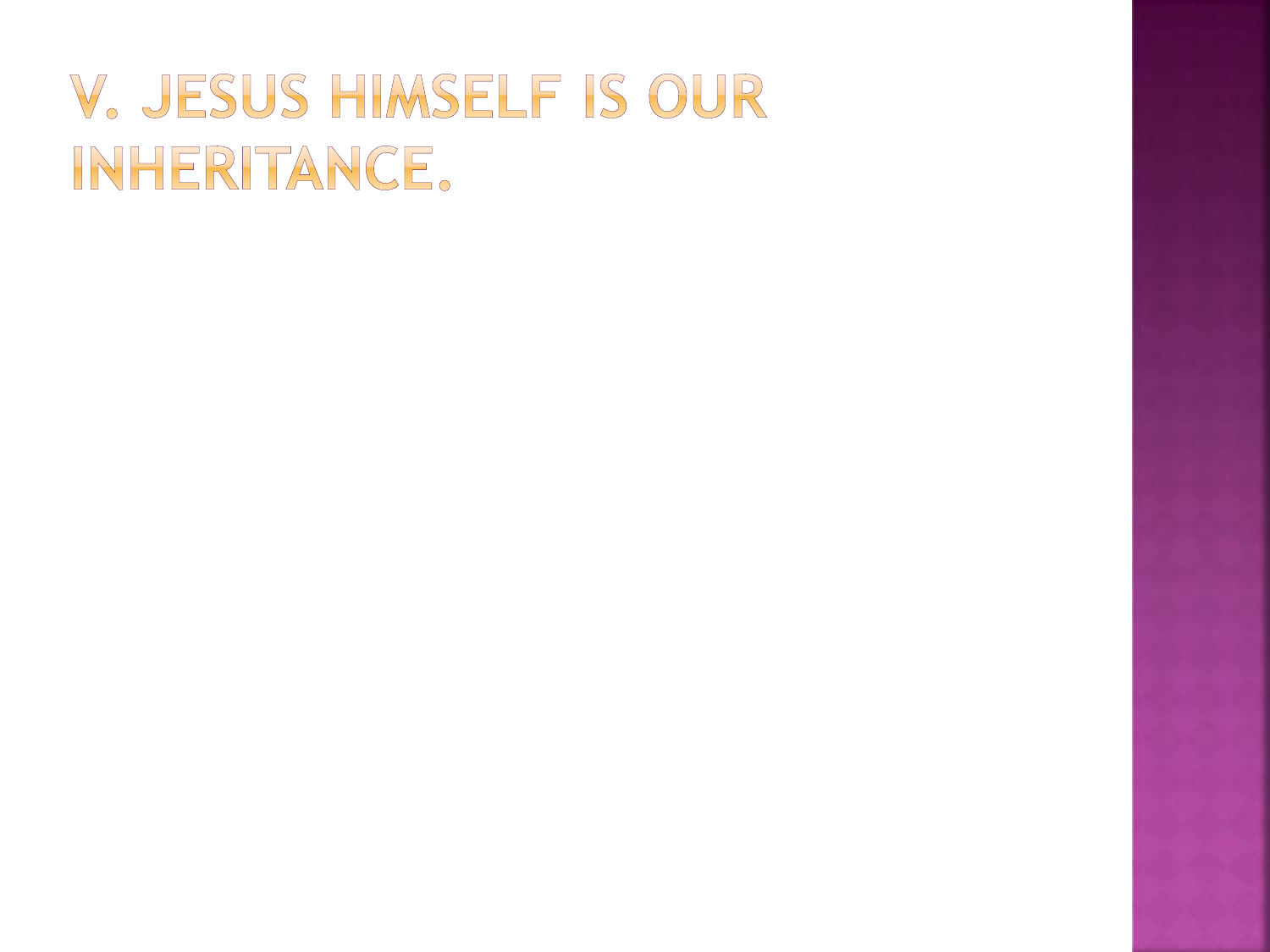# V. Jesus Himself is our inheritance.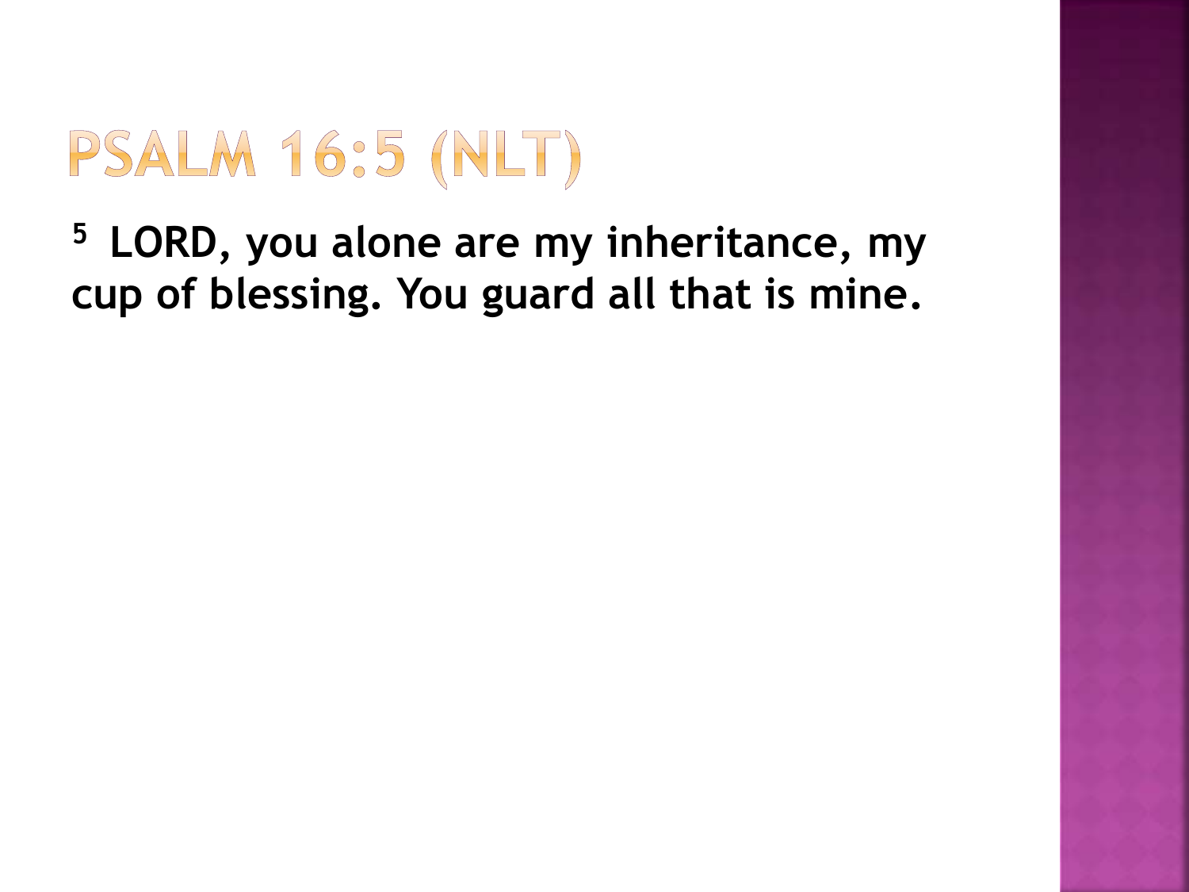# PSALM 16:5 (NLT)

**[5] LORD, you alone are my inheritance, my cup of blessing. You guard all that is mine.**